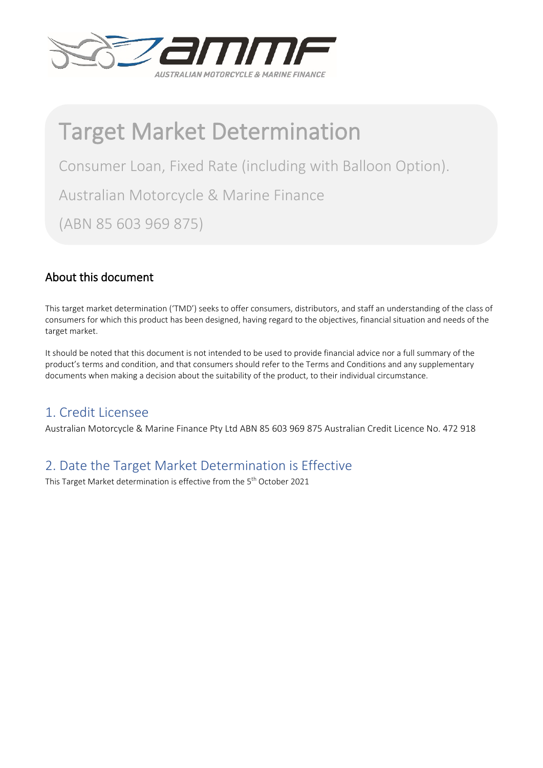# Target Market Determination

Consumer Loan, Fixed Rate (including with Balloon Option).

Australian Motorcycle & Marine Finance

(ABN 85 603 969 875)

## About this document

This target market determination ('TMD') seeks to offer consumers, distributors, and staff an understanding of the class of consumers for which this product has been designed, having regard to the objectives, financial situation and needs of the target market.

It should be noted that this document is not intended to be used to provide financial advice nor a full summary of the product's terms and condition, and that consumers should refer to the Terms and Conditions and any supplementary documents when making a decision about the suitability of the product, to their individual circumstance.

## 1. Credit Licensee

Australian Motorcycle & Marine Finance Pty Ltd ABN 85 603 969 875 Australian Credit Licence No. 472 918

## 2. Date the Target Market Determination is Effective

This Target Market determination is effective from the 5th October 2021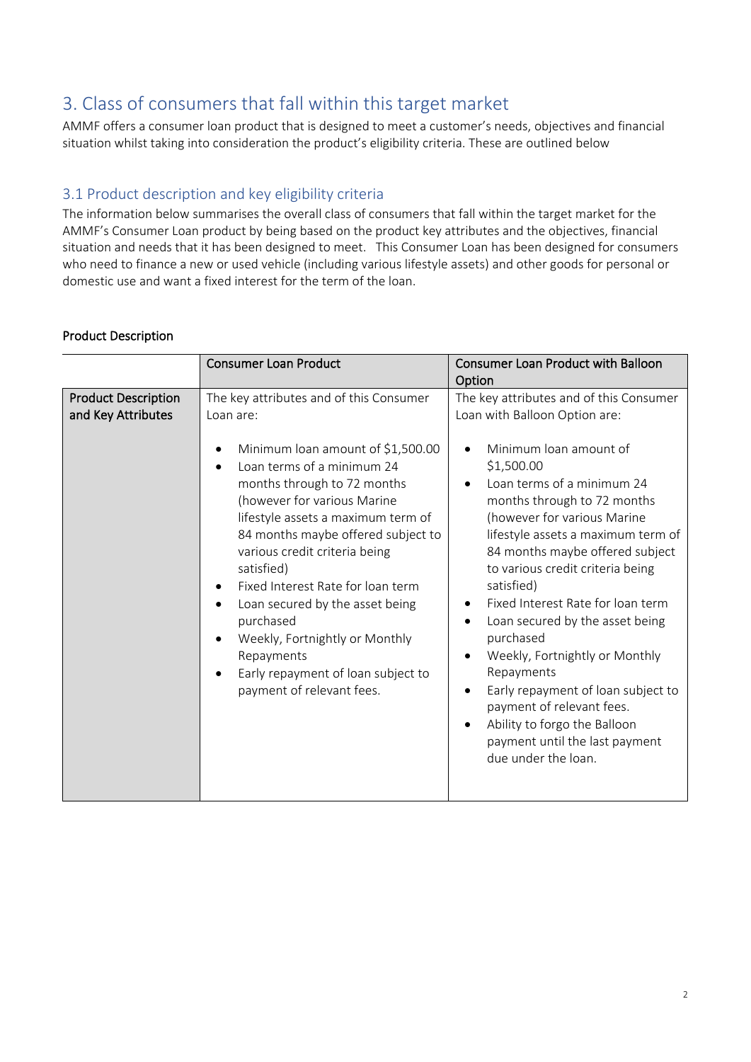## 3. Class of consumers that fall within this target market

AMMF offers a consumer loan product that is designed to meet a customer's needs, objectives and financial situation whilst taking into consideration the product's eligibility criteria. These are outlined below

### 3.1 Product description and key eligibility criteria

The information below summarises the overall class of consumers that fall within the target market for the AMMF's Consumer Loan product by being based on the product key attributes and the objectives, financial situation and needs that it has been designed to meet. This Consumer Loan has been designed for consumers who need to finance a new or used vehicle (including various lifestyle assets) and other goods for personal or domestic use and want a fixed interest for the term of the loan.

Product Description

| | Consumer Loan Product | Consumer Loan Product with Balloon Option |
|---|---|---|
| **Product Description and Key Attributes** | The key attributes and of this Consumer Loan are:<br><br>• Minimum loan amount of $1,500.00<br>• Loan terms of a minimum 24 months through to 72 months (however for various Marine lifestyle assets a maximum term of 84 months maybe offered subject to various credit criteria being satisfied)<br>• Fixed Interest Rate for loan term<br>• Loan secured by the asset being purchased<br>• Weekly, Fortnightly or Monthly Repayments<br>• Early repayment of loan subject to payment of relevant fees. | The key attributes and of this Consumer Loan with Balloon Option are:<br><br>• Minimum loan amount of $1,500.00<br>• Loan terms of a minimum 24 months through to 72 months (however for various Marine lifestyle assets a maximum term of 84 months maybe offered subject to various credit criteria being satisfied)<br>• Fixed Interest Rate for loan term<br>• Loan secured by the asset being purchased<br>• Weekly, Fortnightly or Monthly Repayments<br>• Early repayment of loan subject to payment of relevant fees.<br>• Ability to forgo the Balloon payment until the last payment due under the loan. |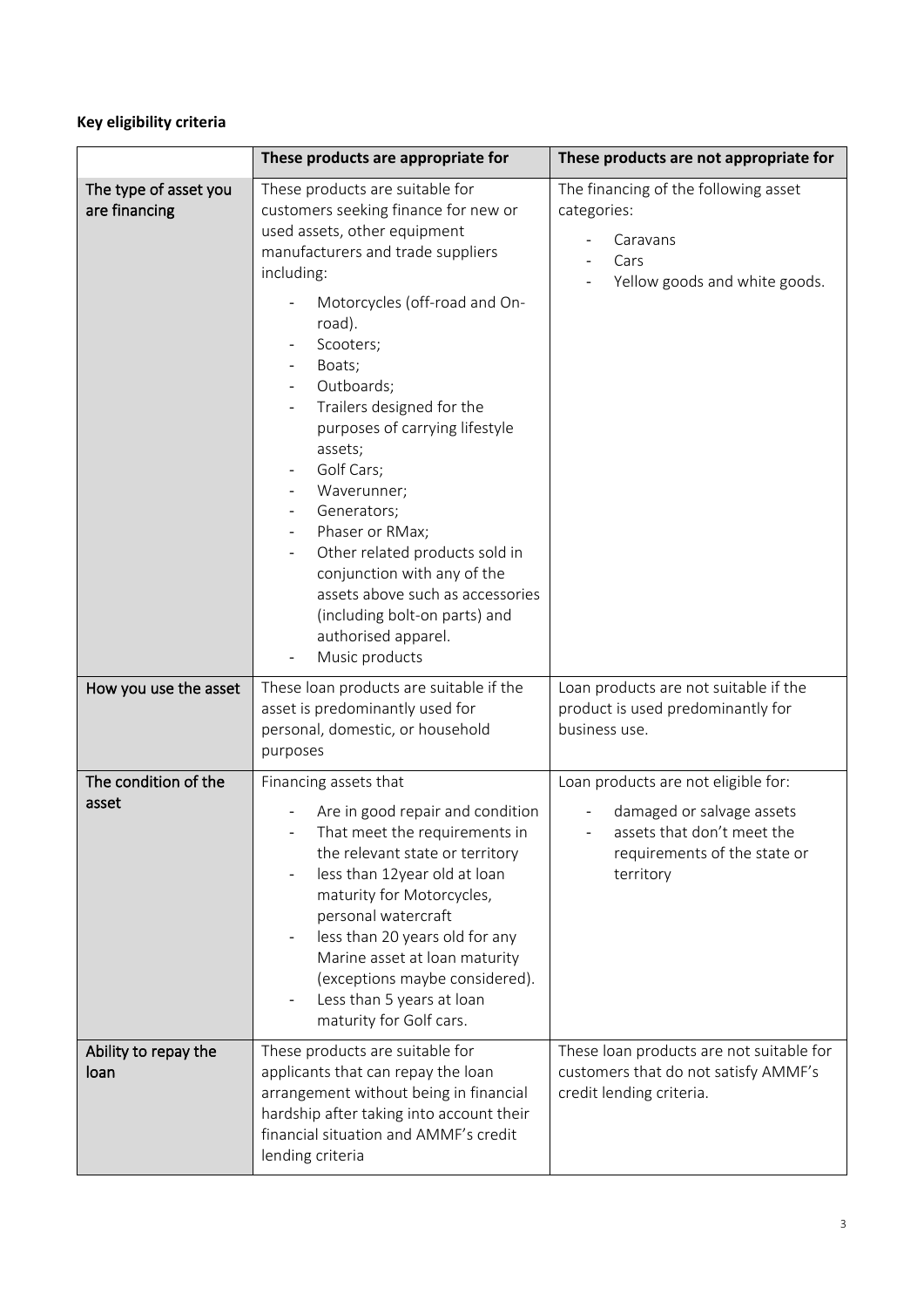**Key eligibility criteria**

| | These products are appropriate for | These products are not appropriate for |
|---|---|---|
| The type of asset you are financing | These products are suitable for customers seeking finance for new or used assets, other equipment manufacturers and trade suppliers including:<br>- Motorcycles (off-road and On-road).<br>- Scooters;<br>- Boats;<br>- Outboards;<br>- Trailers designed for the purposes of carrying lifestyle assets;<br>- Golf Cars;<br>- Waverunner;<br>- Generators;<br>- Phaser or RMax;<br>- Other related products sold in conjunction with any of the assets above such as accessories (including bolt-on parts) and authorised apparel.<br>- Music products | The financing of the following asset categories:<br>- Caravans<br>- Cars<br>- Yellow goods and white goods. |
| How you use the asset | These loan products are suitable if the asset is predominantly used for personal, domestic, or household purposes | Loan products are not suitable if the product is used predominantly for business use. |
| The condition of the asset | Financing assets that<br>- Are in good repair and condition<br>- That meet the requirements in the relevant state or territory<br>- less than 12year old at loan maturity for Motorcycles, personal watercraft<br>- less than 20 years old for any Marine asset at loan maturity (exceptions maybe considered).<br>- Less than 5 years at loan maturity for Golf cars. | Loan products are not eligible for:<br>- damaged or salvage assets<br>- assets that don't meet the requirements of the state or territory |
| Ability to repay the loan | These products are suitable for applicants that can repay the loan arrangement without being in financial hardship after taking into account their financial situation and AMMF's credit lending criteria | These loan products are not suitable for customers that do not satisfy AMMF's credit lending criteria. |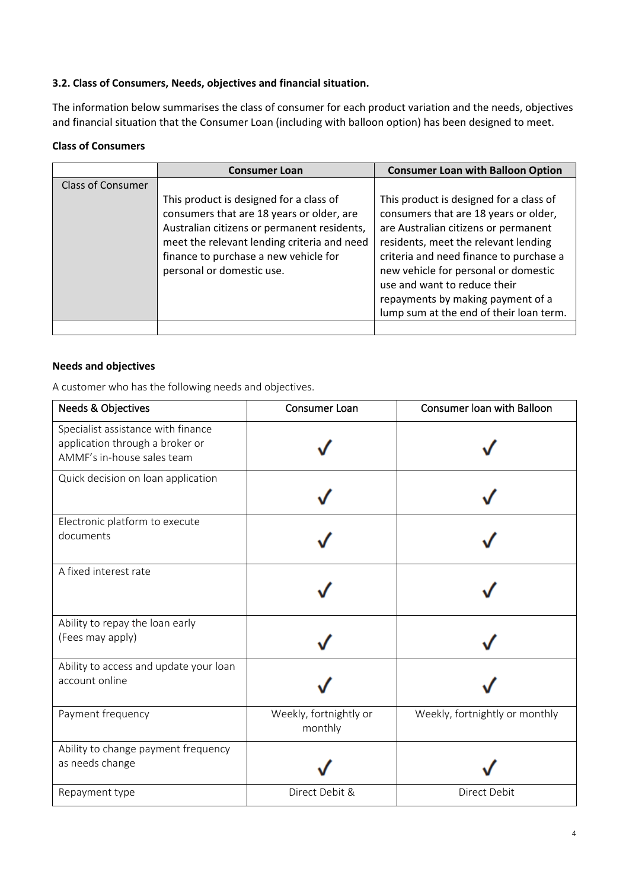**3.2. Class of Consumers, Needs, objectives and financial situation.**

The information below summarises the class of consumer for each product variation and the needs, objectives and financial situation that the Consumer Loan (including with balloon option) has been designed to meet.

**Class of Consumers**

| | Consumer Loan | Consumer Loan with Balloon Option |
|---|---|---|
| Class of Consumer | This product is designed for a class of consumers that are 18 years or older, are Australian citizens or permanent residents, meet the relevant lending criteria and need finance to purchase a new vehicle for personal or domestic use. | This product is designed for a class of consumers that are 18 years or older, are Australian citizens or permanent residents, meet the relevant lending criteria and need finance to purchase a new vehicle for personal or domestic use and want to reduce their repayments by making payment of a lump sum at the end of their loan term. |
| | | |

**Needs and objectives**

A customer who has the following needs and objectives.

| Needs & Objectives | Consumer Loan | Consumer loan with Balloon |
|---|---|---|
| Specialist assistance with finance application through a broker or AMMF's in-house sales team | ✓ | ✓ |
| Quick decision on loan application | ✓ | ✓ |
| Electronic platform to execute documents | ✓ | ✓ |
| A fixed interest rate | ✓ | ✓ |
| Ability to repay the loan early (Fees may apply) | ✓ | ✓ |
| Ability to access and update your loan account online | ✓ | ✓ |
| Payment frequency | Weekly, fortnightly or monthly | Weekly, fortnightly or monthly |
| Ability to change payment frequency as needs change | ✓ | ✓ |
| Repayment type | Direct Debit & | Direct Debit |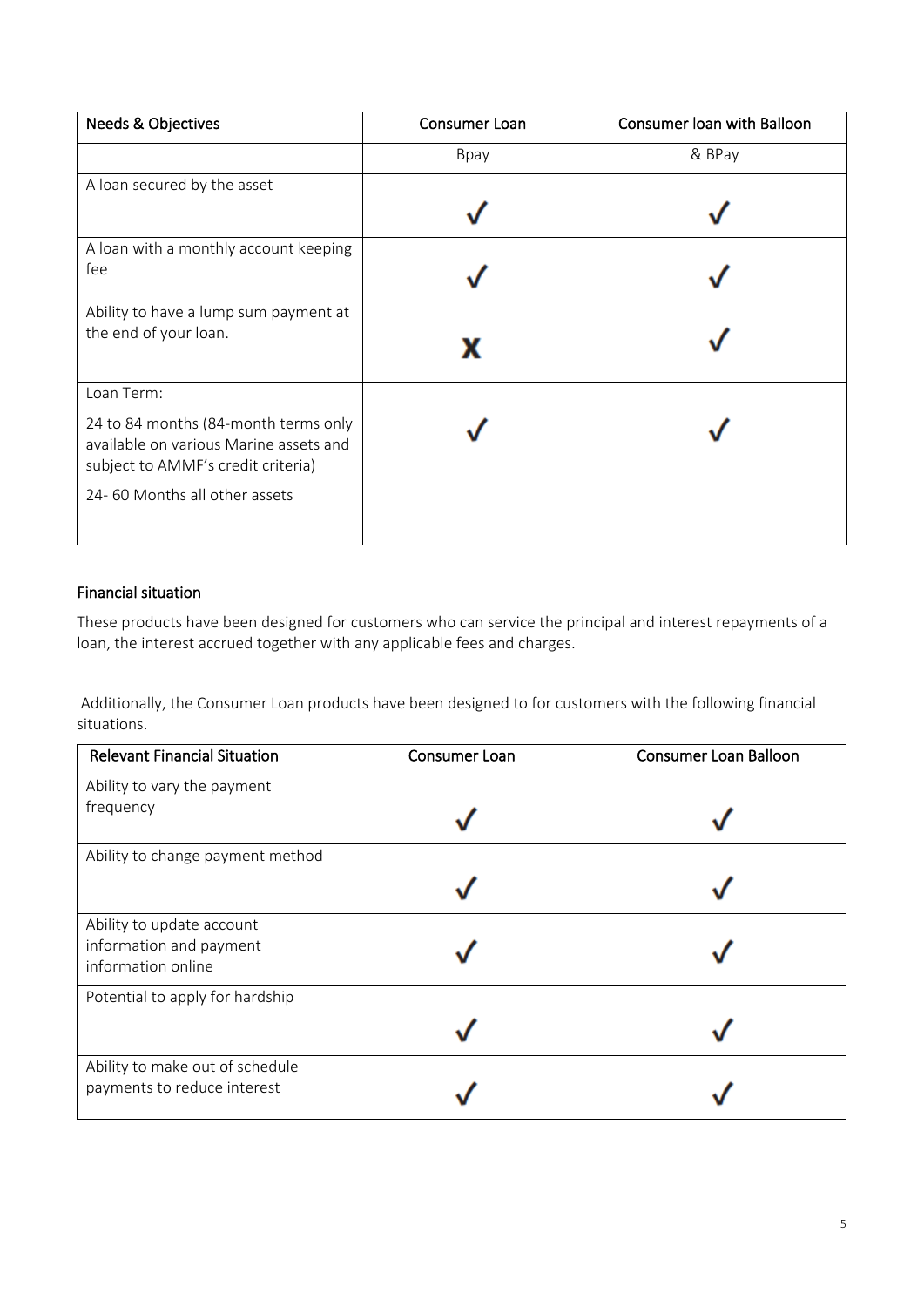| Needs & Objectives | Consumer Loan | Consumer loan with Balloon |
|---|---|---|
| | Bpay | & BPay |
| A loan secured by the asset | ✓ | ✓ |
| A loan with a monthly account keeping fee | ✓ | ✓ |
| Ability to have a lump sum payment at the end of your loan. | X | ✓ |
| Loan Term:<br><br>24 to 84 months (84-month terms only available on various Marine assets and subject to AMMF's credit criteria)<br><br>24- 60 Months all other assets | ✓ | ✓ |

## Financial situation

These products have been designed for customers who can service the principal and interest repayments of a loan, the interest accrued together with any applicable fees and charges.

Additionally, the Consumer Loan products have been designed to for customers with the following financial situations.

| Relevant Financial Situation | Consumer Loan | Consumer Loan Balloon |
|---|---|---|
| Ability to vary the payment frequency | ✓ | ✓ |
| Ability to change payment method | ✓ | ✓ |
| Ability to update account information and payment information online | ✓ | ✓ |
| Potential to apply for hardship | ✓ | ✓ |
| Ability to make out of schedule payments to reduce interest | ✓ | ✓ |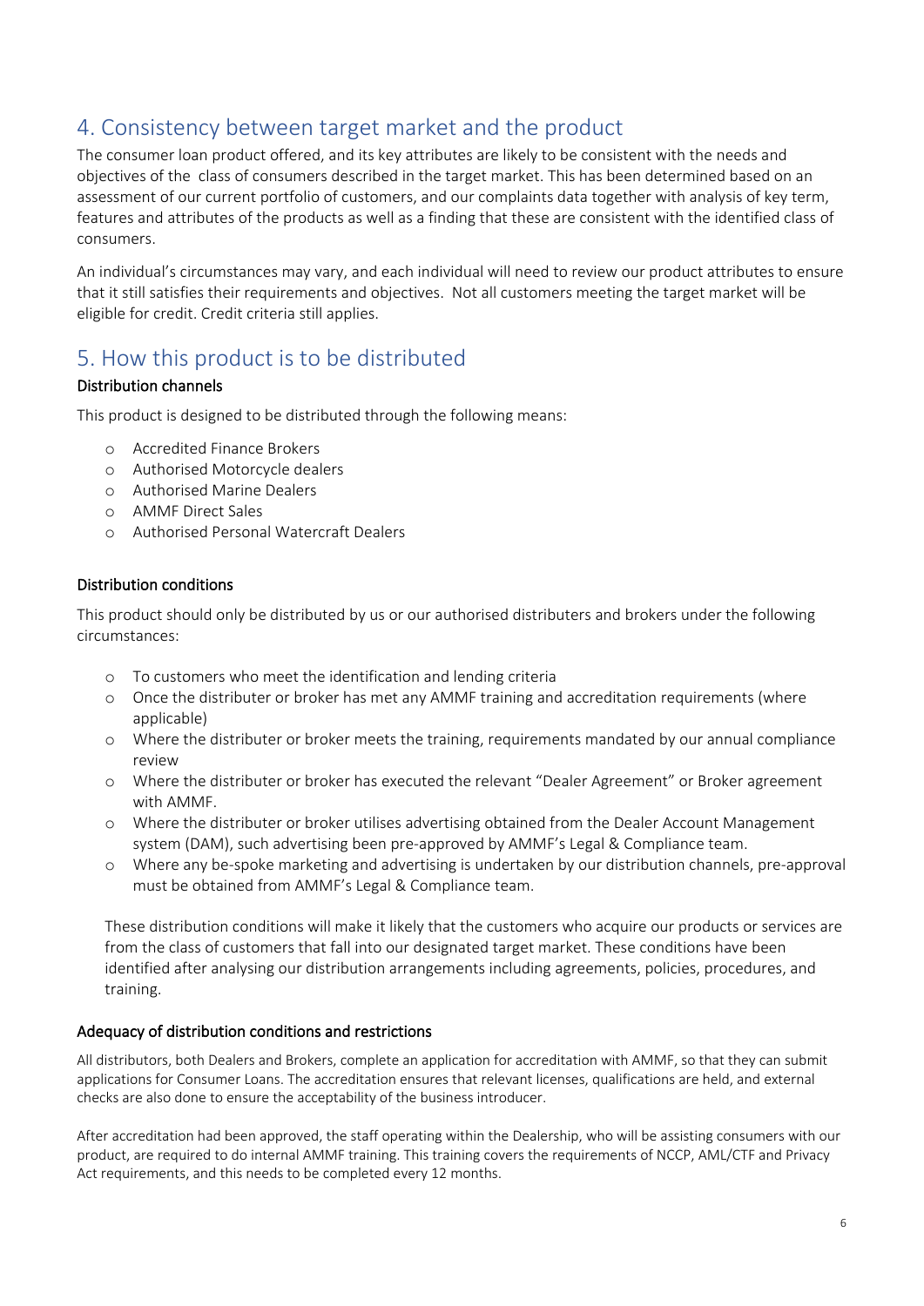## 4. Consistency between target market and the product

The consumer loan product offered, and its key attributes are likely to be consistent with the needs and objectives of the  class of consumers described in the target market. This has been determined based on an assessment of our current portfolio of customers, and our complaints data together with analysis of key term, features and attributes of the products as well as a finding that these are consistent with the identified class of consumers.

An individual's circumstances may vary, and each individual will need to review our product attributes to ensure that it still satisfies their requirements and objectives.  Not all customers meeting the target market will be eligible for credit. Credit criteria still applies.

## 5. How this product is to be distributed

### Distribution channels

This product is designed to be distributed through the following means:

- Accredited Finance Brokers
- Authorised Motorcycle dealers
- Authorised Marine Dealers
- AMMF Direct Sales
- Authorised Personal Watercraft Dealers

### Distribution conditions

This product should only be distributed by us or our authorised distributers and brokers under the following circumstances:

- To customers who meet the identification and lending criteria
- Once the distributer or broker has met any AMMF training and accreditation requirements (where applicable)
- Where the distributer or broker meets the training, requirements mandated by our annual compliance review
- Where the distributer or broker has executed the relevant "Dealer Agreement" or Broker agreement with AMMF.
- Where the distributer or broker utilises advertising obtained from the Dealer Account Management system (DAM), such advertising been pre-approved by AMMF's Legal & Compliance team.
- Where any be-spoke marketing and advertising is undertaken by our distribution channels, pre-approval must be obtained from AMMF's Legal & Compliance team.

These distribution conditions will make it likely that the customers who acquire our products or services are from the class of customers that fall into our designated target market. These conditions have been identified after analysing our distribution arrangements including agreements, policies, procedures, and training.

### Adequacy of distribution conditions and restrictions

All distributors, both Dealers and Brokers, complete an application for accreditation with AMMF, so that they can submit applications for Consumer Loans. The accreditation ensures that relevant licenses, qualifications are held, and external checks are also done to ensure the acceptability of the business introducer.

After accreditation had been approved, the staff operating within the Dealership, who will be assisting consumers with our product, are required to do internal AMMF training. This training covers the requirements of NCCP, AML/CTF and Privacy Act requirements, and this needs to be completed every 12 months.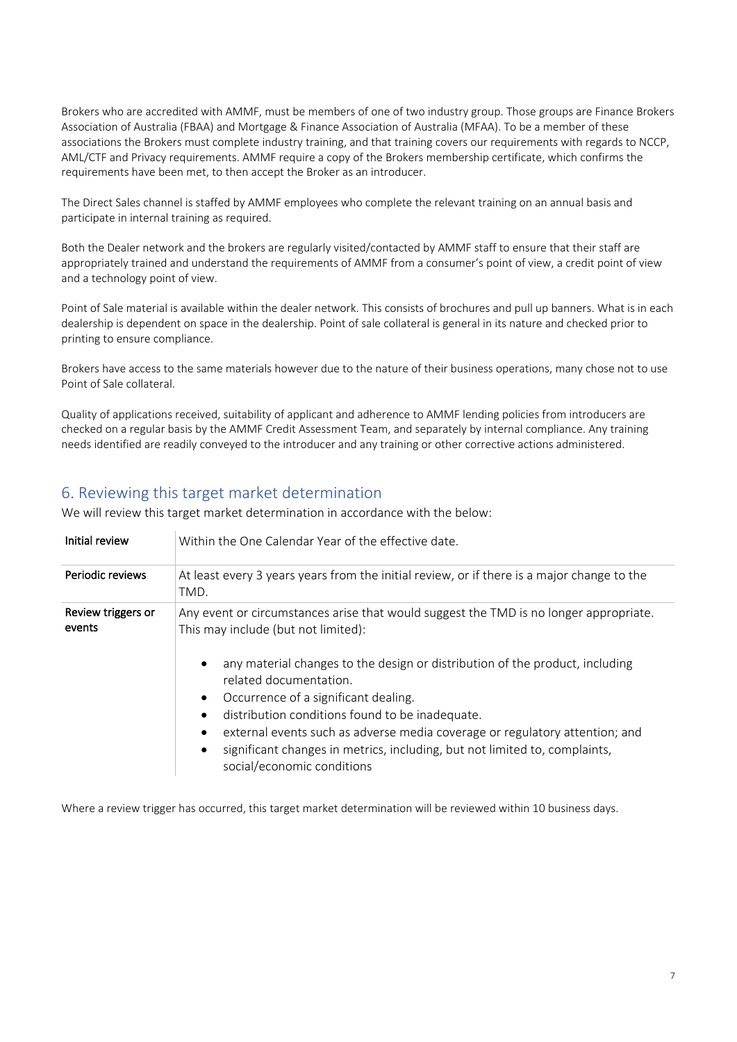Brokers who are accredited with AMMF, must be members of one of two industry group. Those groups are Finance Brokers Association of Australia (FBAA) and Mortgage & Finance Association of Australia (MFAA). To be a member of these associations the Brokers must complete industry training, and that training covers our requirements with regards to NCCP, AML/CTF and Privacy requirements. AMMF require a copy of the Brokers membership certificate, which confirms the requirements have been met, to then accept the Broker as an introducer.

The Direct Sales channel is staffed by AMMF employees who complete the relevant training on an annual basis and participate in internal training as required.

Both the Dealer network and the brokers are regularly visited/contacted by AMMF staff to ensure that their staff are appropriately trained and understand the requirements of AMMF from a consumer's point of view, a credit point of view and a technology point of view.

Point of Sale material is available within the dealer network. This consists of brochures and pull up banners. What is in each dealership is dependent on space in the dealership. Point of sale collateral is general in its nature and checked prior to printing to ensure compliance.

Brokers have access to the same materials however due to the nature of their business operations, many chose not to use Point of Sale collateral.

Quality of applications received, suitability of applicant and adherence to AMMF lending policies from introducers are checked on a regular basis by the AMMF Credit Assessment Team, and separately by internal compliance. Any training needs identified are readily conveyed to the introducer and any training or other corrective actions administered.

## 6. Reviewing this target market determination

We will review this target market determination in accordance with the below:

| | |
|---|---|
| **Initial review** | Within the One Calendar Year of the effective date. |
| **Periodic reviews** | At least every 3 years years from the initial review, or if there is a major change to the TMD. |
| **Review triggers or events** | Any event or circumstances arise that would suggest the TMD is no longer appropriate. This may include (but not limited):<br><br>• any material changes to the design or distribution of the product, including related documentation.<br>• Occurrence of a significant dealing.<br>• distribution conditions found to be inadequate.<br>• external events such as adverse media coverage or regulatory attention; and<br>• significant changes in metrics, including, but not limited to, complaints, social/economic conditions |

Where a review trigger has occurred, this target market determination will be reviewed within 10 business days.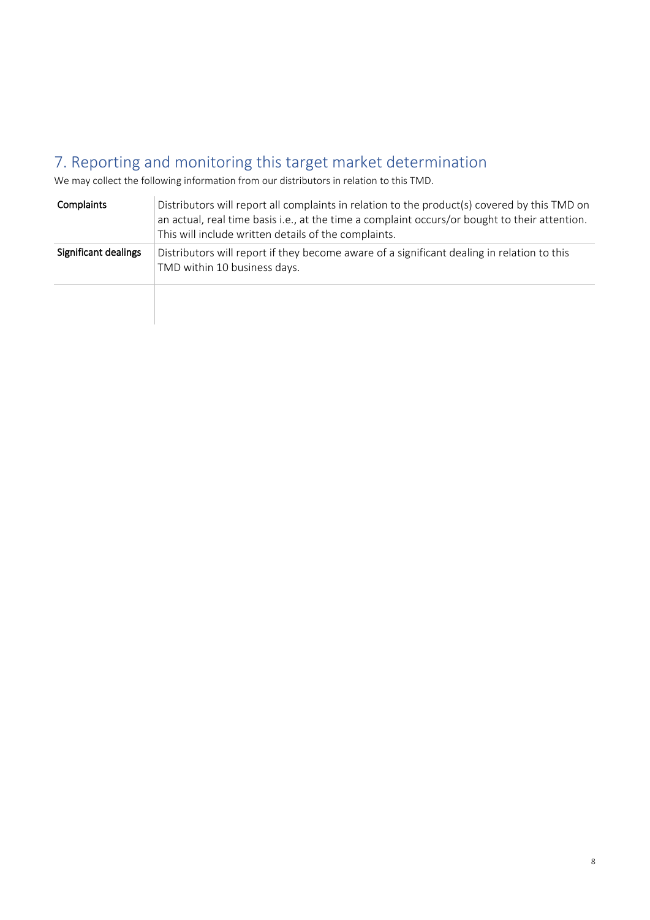## 7. Reporting and monitoring this target market determination

We may collect the following information from our distributors in relation to this TMD.

| | |
|---|---|
| **Complaints** | Distributors will report all complaints in relation to the product(s) covered by this TMD on an actual, real time basis i.e., at the time a complaint occurs/or bought to their attention. This will include written details of the complaints. |
| **Significant dealings** | Distributors will report if they become aware of a significant dealing in relation to this TMD within 10 business days. |
| | |